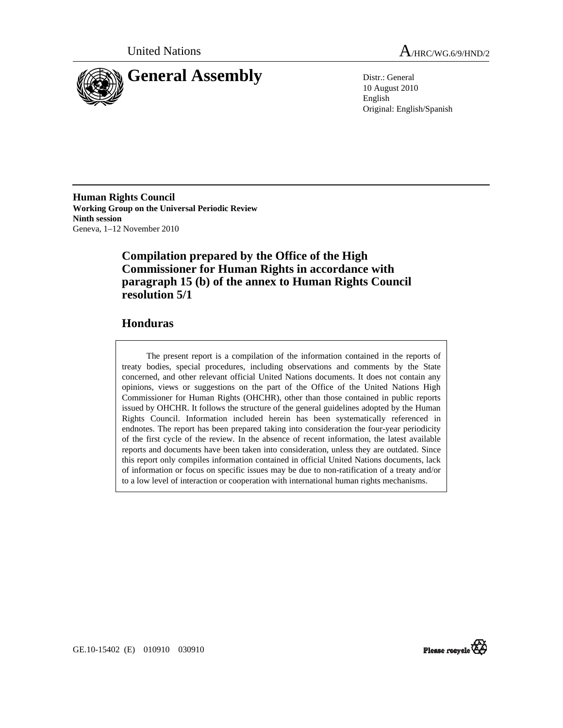United Nations

A/HRC/WG.6/9/HND/2

# General Assembly

Distr.: General
10 August 2010
English
Original: English/Spanish

**Human Rights Council**
**Working Group on the Universal Periodic Review**
**Ninth session**
Geneva, 1–12 November 2010

## Compilation prepared by the Office of the High Commissioner for Human Rights in accordance with paragraph 15 (b) of the annex to Human Rights Council resolution 5/1

## Honduras

The present report is a compilation of the information contained in the reports of treaty bodies, special procedures, including observations and comments by the State concerned, and other relevant official United Nations documents. It does not contain any opinions, views or suggestions on the part of the Office of the United Nations High Commissioner for Human Rights (OHCHR), other than those contained in public reports issued by OHCHR. It follows the structure of the general guidelines adopted by the Human Rights Council. Information included herein has been systematically referenced in endnotes. The report has been prepared taking into consideration the four-year periodicity of the first cycle of the review. In the absence of recent information, the latest available reports and documents have been taken into consideration, unless they are outdated. Since this report only compiles information contained in official United Nations documents, lack of information or focus on specific issues may be due to non-ratification of a treaty and/or to a low level of interaction or cooperation with international human rights mechanisms.

GE.10-15402 (E) 010910 030910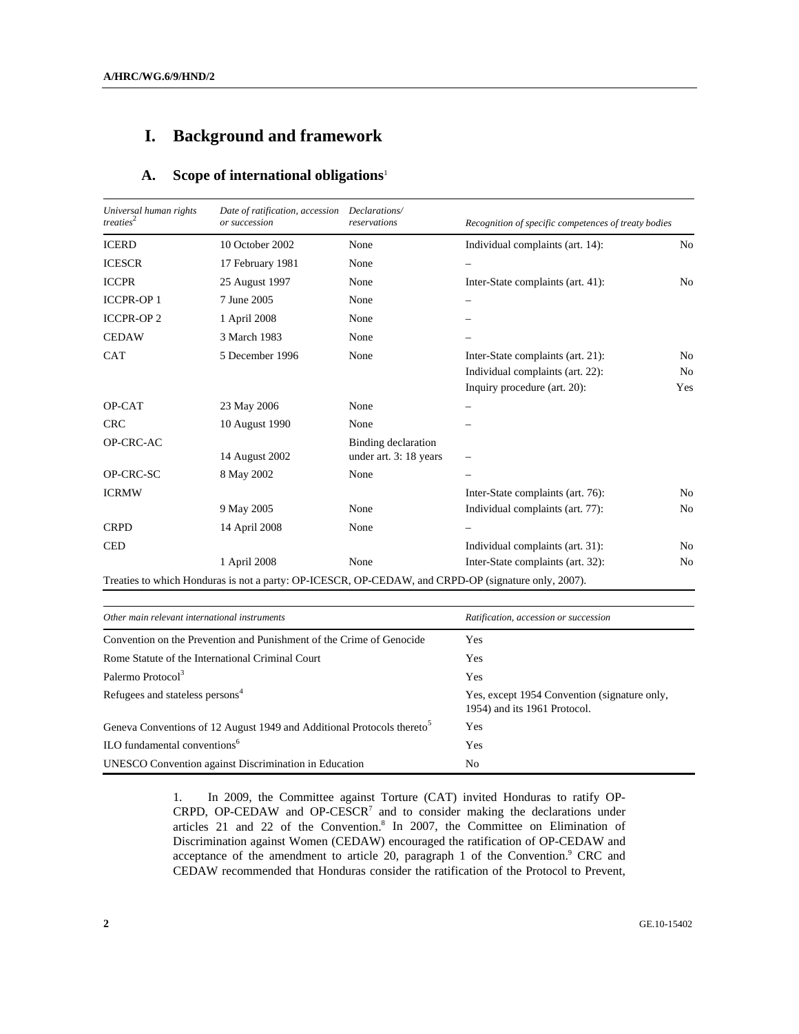# I. Background and framework

## A. Scope of international obligations[1]

| *Universal human rights treaties*[2] | *Date of ratification, accession or succession* | *Declarations/ reservations* | *Recognition of specific competences of treaty bodies* | |
|---|---|---|---|---|
| ICERD | 10 October 2002 | None | Individual complaints (art. 14): | No |
| ICESCR | 17 February 1981 | None | – | |
| ICCPR | 25 August 1997 | None | Inter-State complaints (art. 41): | No |
| ICCPR-OP 1 | 7 June 2005 | None | – | |
| ICCPR-OP 2 | 1 April 2008 | None | – | |
| CEDAW | 3 March 1983 | None | – | |
| CAT | 5 December 1996 | None | Inter-State complaints (art. 21): | No |
| | | | Individual complaints (art. 22): | No |
| | | | Inquiry procedure (art. 20): | Yes |
| OP-CAT | 23 May 2006 | None | – | |
| CRC | 10 August 1990 | None | – | |
| OP-CRC-AC | 14 August 2002 | Binding declaration under art. 3: 18 years | – | |
| OP-CRC-SC | 8 May 2002 | None | – | |
| ICRMW | 9 May 2005 | None | Inter-State complaints (art. 76): | No |
| | | | Individual complaints (art. 77): | No |
| CRPD | 14 April 2008 | None | – | |
| CED | 1 April 2008 | None | Individual complaints (art. 31): | No |
| | | | Inter-State complaints (art. 32): | No |

Treaties to which Honduras is not a party: OP-ICESCR, OP-CEDAW, and CRPD-OP (signature only, 2007).

| *Other main relevant international instruments* | *Ratification, accession or succession* |
|---|---|
| Convention on the Prevention and Punishment of the Crime of Genocide | Yes |
| Rome Statute of the International Criminal Court | Yes |
| Palermo Protocol[3] | Yes |
| Refugees and stateless persons[4] | Yes, except 1954 Convention (signature only, 1954) and its 1961 Protocol. |
| Geneva Conventions of 12 August 1949 and Additional Protocols thereto[5] | Yes |
| ILO fundamental conventions[6] | Yes |
| UNESCO Convention against Discrimination in Education | No |

1. In 2009, the Committee against Torture (CAT) invited Honduras to ratify OP-CRPD, OP-CEDAW and OP-CESCR[7] and to consider making the declarations under articles 21 and 22 of the Convention.[8] In 2007, the Committee on Elimination of Discrimination against Women (CEDAW) encouraged the ratification of OP-CEDAW and acceptance of the amendment to article 20, paragraph 1 of the Convention.[9] CRC and CEDAW recommended that Honduras consider the ratification of the Protocol to Prevent,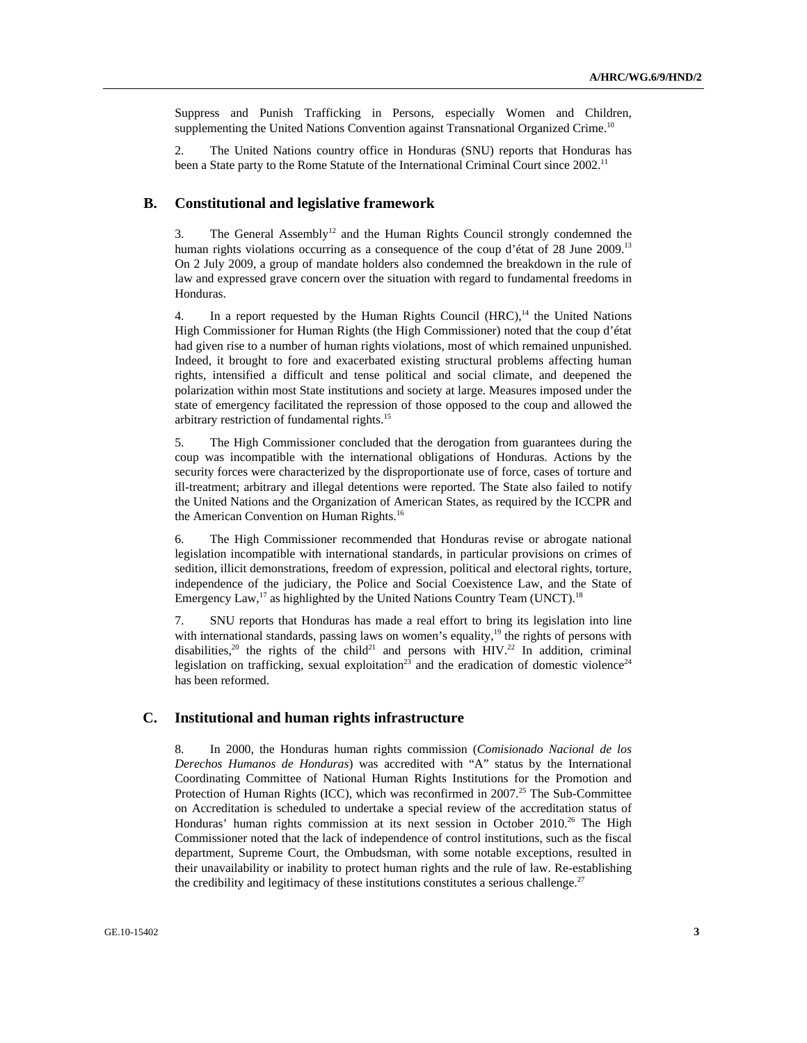Suppress and Punish Trafficking in Persons, especially Women and Children, supplementing the United Nations Convention against Transnational Organized Crime.[10]

2. The United Nations country office in Honduras (SNU) reports that Honduras has been a State party to the Rome Statute of the International Criminal Court since 2002.[11]

## B. Constitutional and legislative framework

3. The General Assembly[12] and the Human Rights Council strongly condemned the human rights violations occurring as a consequence of the coup d'état of 28 June 2009.[13] On 2 July 2009, a group of mandate holders also condemned the breakdown in the rule of law and expressed grave concern over the situation with regard to fundamental freedoms in Honduras.

4. In a report requested by the Human Rights Council (HRC),[14] the United Nations High Commissioner for Human Rights (the High Commissioner) noted that the coup d'état had given rise to a number of human rights violations, most of which remained unpunished. Indeed, it brought to fore and exacerbated existing structural problems affecting human rights, intensified a difficult and tense political and social climate, and deepened the polarization within most State institutions and society at large. Measures imposed under the state of emergency facilitated the repression of those opposed to the coup and allowed the arbitrary restriction of fundamental rights.[15]

5. The High Commissioner concluded that the derogation from guarantees during the coup was incompatible with the international obligations of Honduras. Actions by the security forces were characterized by the disproportionate use of force, cases of torture and ill-treatment; arbitrary and illegal detentions were reported. The State also failed to notify the United Nations and the Organization of American States, as required by the ICCPR and the American Convention on Human Rights.[16]

6. The High Commissioner recommended that Honduras revise or abrogate national legislation incompatible with international standards, in particular provisions on crimes of sedition, illicit demonstrations, freedom of expression, political and electoral rights, torture, independence of the judiciary, the Police and Social Coexistence Law, and the State of Emergency Law,[17] as highlighted by the United Nations Country Team (UNCT).[18]

7. SNU reports that Honduras has made a real effort to bring its legislation into line with international standards, passing laws on women's equality,[19] the rights of persons with disabilities,[20] the rights of the child[21] and persons with HIV.[22] In addition, criminal legislation on trafficking, sexual exploitation[23] and the eradication of domestic violence[24] has been reformed.

## C. Institutional and human rights infrastructure

8. In 2000, the Honduras human rights commission (*Comisionado Nacional de los Derechos Humanos de Honduras*) was accredited with "A" status by the International Coordinating Committee of National Human Rights Institutions for the Promotion and Protection of Human Rights (ICC), which was reconfirmed in 2007.[25] The Sub-Committee on Accreditation is scheduled to undertake a special review of the accreditation status of Honduras' human rights commission at its next session in October 2010.[26] The High Commissioner noted that the lack of independence of control institutions, such as the fiscal department, Supreme Court, the Ombudsman, with some notable exceptions, resulted in their unavailability or inability to protect human rights and the rule of law. Re-establishing the credibility and legitimacy of these institutions constitutes a serious challenge.[27]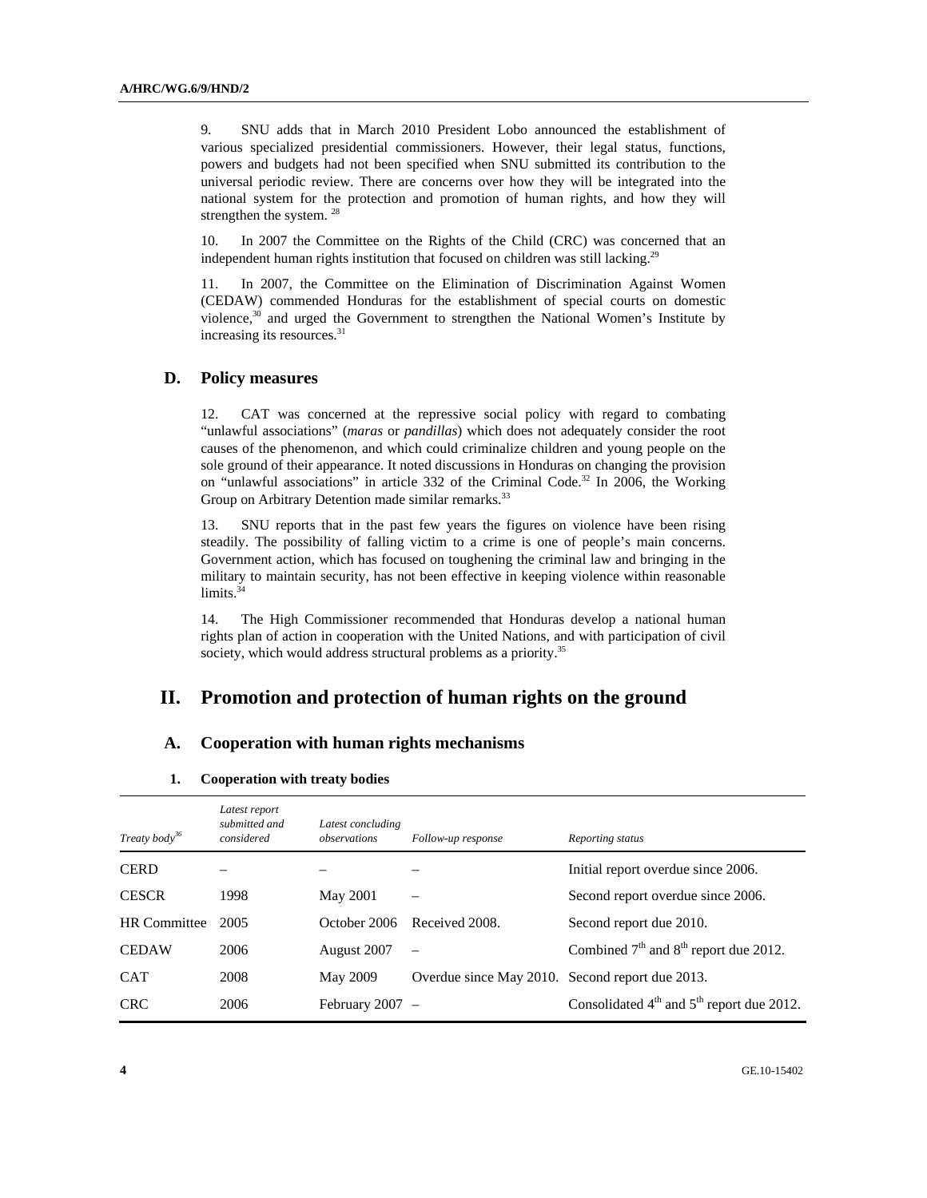9. SNU adds that in March 2010 President Lobo announced the establishment of various specialized presidential commissioners. However, their legal status, functions, powers and budgets had not been specified when SNU submitted its contribution to the universal periodic review. There are concerns over how they will be integrated into the national system for the protection and promotion of human rights, and how they will strengthen the system. [28]

10. In 2007 the Committee on the Rights of the Child (CRC) was concerned that an independent human rights institution that focused on children was still lacking.[29]

11. In 2007, the Committee on the Elimination of Discrimination Against Women (CEDAW) commended Honduras for the establishment of special courts on domestic violence,[30] and urged the Government to strengthen the National Women's Institute by increasing its resources.[31]

## D. Policy measures

12. CAT was concerned at the repressive social policy with regard to combating "unlawful associations" (*maras* or *pandillas*) which does not adequately consider the root causes of the phenomenon, and which could criminalize children and young people on the sole ground of their appearance. It noted discussions in Honduras on changing the provision on "unlawful associations" in article 332 of the Criminal Code.[32] In 2006, the Working Group on Arbitrary Detention made similar remarks.[33]

13. SNU reports that in the past few years the figures on violence have been rising steadily. The possibility of falling victim to a crime is one of people's main concerns. Government action, which has focused on toughening the criminal law and bringing in the military to maintain security, has not been effective in keeping violence within reasonable limits.[34]

14. The High Commissioner recommended that Honduras develop a national human rights plan of action in cooperation with the United Nations, and with participation of civil society, which would address structural problems as a priority.[35]

# II. Promotion and protection of human rights on the ground

## A. Cooperation with human rights mechanisms

### 1. Cooperation with treaty bodies

| *Treaty body*[36] | *Latest report submitted and considered* | *Latest concluding observations* | *Follow-up response* | *Reporting status* |
|---|---|---|---|---|
| CERD | – | – | – | Initial report overdue since 2006. |
| CESCR | 1998 | May 2001 | – | Second report overdue since 2006. |
| HR Committee | 2005 | October 2006 | Received 2008. | Second report due 2010. |
| CEDAW | 2006 | August 2007 | – | Combined 7th and 8th report due 2012. |
| CAT | 2008 | May 2009 | Overdue since May 2010. | Second report due 2013. |
| CRC | 2006 | February 2007 | – | Consolidated 4th and 5th report due 2012. |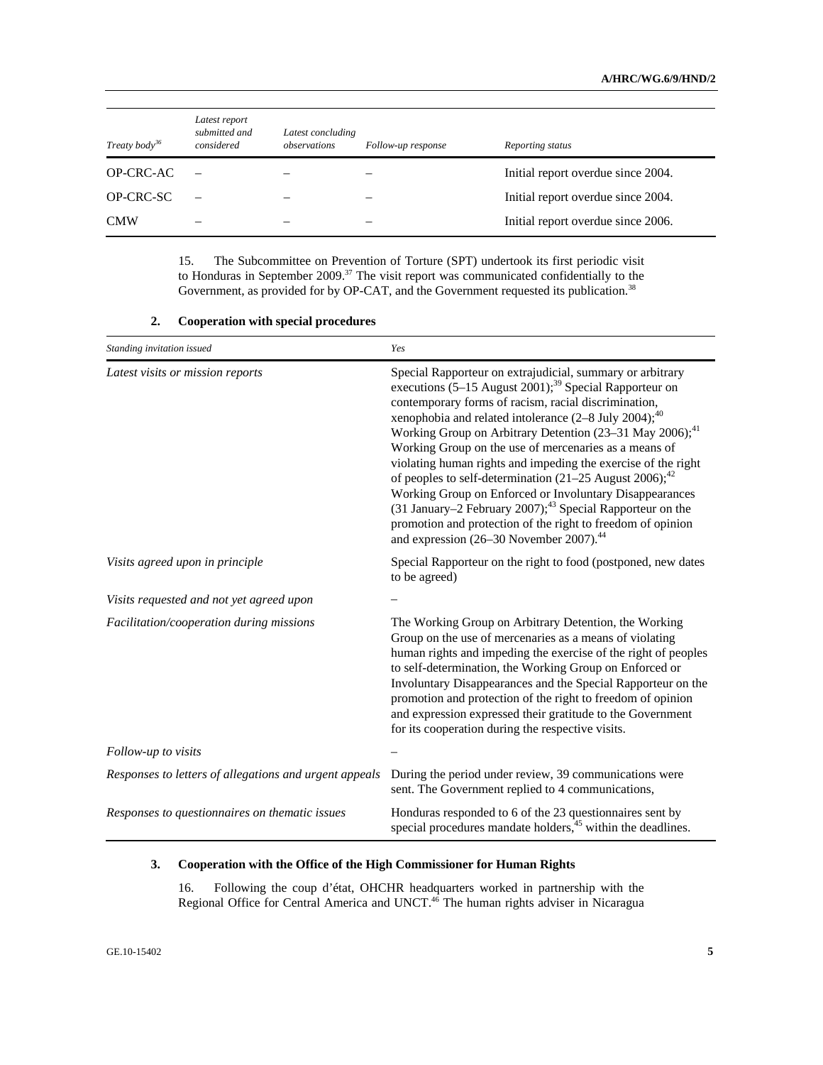| *Treaty body*[36] | *Latest report submitted and considered* | *Latest concluding observations* | *Follow-up response* | *Reporting status* |
|---|---|---|---|---|
| OP-CRC-AC | – | – | – | Initial report overdue since 2004. |
| OP-CRC-SC | – | – | – | Initial report overdue since 2004. |
| CMW | – | – | – | Initial report overdue since 2006. |

15. The Subcommittee on Prevention of Torture (SPT) undertook its first periodic visit to Honduras in September 2009.[37] The visit report was communicated confidentially to the Government, as provided for by OP-CAT, and the Government requested its publication.[38]

### 2. Cooperation with special procedures

| *Standing invitation issued* | *Yes* |
|---|---|
| *Latest visits or mission reports* | Special Rapporteur on extrajudicial, summary or arbitrary executions (5–15 August 2001);[39] Special Rapporteur on contemporary forms of racism, racial discrimination, xenophobia and related intolerance (2–8 July 2004);[40] Working Group on Arbitrary Detention (23–31 May 2006);[41] Working Group on the use of mercenaries as a means of violating human rights and impeding the exercise of the right of peoples to self-determination (21–25 August 2006);[42] Working Group on Enforced or Involuntary Disappearances (31 January–2 February 2007);[43] Special Rapporteur on the promotion and protection of the right to freedom of opinion and expression (26–30 November 2007).[44] |
| *Visits agreed upon in principle* | Special Rapporteur on the right to food (postponed, new dates to be agreed) |
| *Visits requested and not yet agreed upon* | – |
| *Facilitation/cooperation during missions* | The Working Group on Arbitrary Detention, the Working Group on the use of mercenaries as a means of violating human rights and impeding the exercise of the right of peoples to self-determination, the Working Group on Enforced or Involuntary Disappearances and the Special Rapporteur on the promotion and protection of the right to freedom of opinion and expression expressed their gratitude to the Government for its cooperation during the respective visits. |
| *Follow-up to visits* | – |
| *Responses to letters of allegations and urgent appeals* | During the period under review, 39 communications were sent. The Government replied to 4 communications, |
| *Responses to questionnaires on thematic issues* | Honduras responded to 6 of the 23 questionnaires sent by special procedures mandate holders,[45] within the deadlines. |

### 3. Cooperation with the Office of the High Commissioner for Human Rights

16. Following the coup d'état, OHCHR headquarters worked in partnership with the Regional Office for Central America and UNCT.[46] The human rights adviser in Nicaragua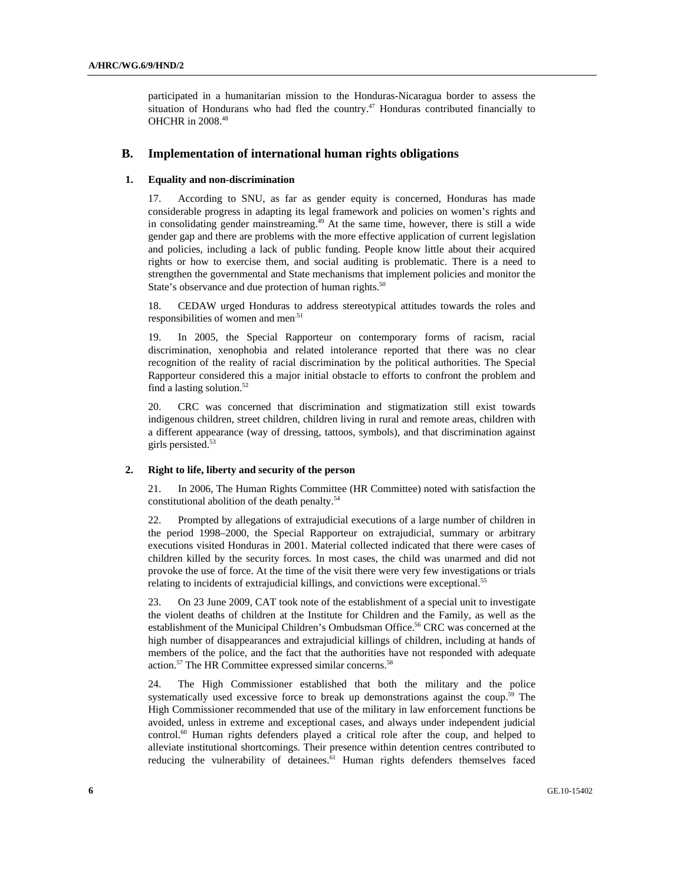participated in a humanitarian mission to the Honduras-Nicaragua border to assess the situation of Hondurans who had fled the country.[47] Honduras contributed financially to OHCHR in 2008.[48]

## B. Implementation of international human rights obligations

### 1. Equality and non-discrimination

17. According to SNU, as far as gender equity is concerned, Honduras has made considerable progress in adapting its legal framework and policies on women's rights and in consolidating gender mainstreaming.[49] At the same time, however, there is still a wide gender gap and there are problems with the more effective application of current legislation and policies, including a lack of public funding. People know little about their acquired rights or how to exercise them, and social auditing is problematic. There is a need to strengthen the governmental and State mechanisms that implement policies and monitor the State's observance and due protection of human rights.[50]

18. CEDAW urged Honduras to address stereotypical attitudes towards the roles and responsibilities of women and men.[51]

19. In 2005, the Special Rapporteur on contemporary forms of racism, racial discrimination, xenophobia and related intolerance reported that there was no clear recognition of the reality of racial discrimination by the political authorities. The Special Rapporteur considered this a major initial obstacle to efforts to confront the problem and find a lasting solution.[52]

20. CRC was concerned that discrimination and stigmatization still exist towards indigenous children, street children, children living in rural and remote areas, children with a different appearance (way of dressing, tattoos, symbols), and that discrimination against girls persisted.[53]

### 2. Right to life, liberty and security of the person

21. In 2006, The Human Rights Committee (HR Committee) noted with satisfaction the constitutional abolition of the death penalty.[54]

22. Prompted by allegations of extrajudicial executions of a large number of children in the period 1998–2000, the Special Rapporteur on extrajudicial, summary or arbitrary executions visited Honduras in 2001. Material collected indicated that there were cases of children killed by the security forces. In most cases, the child was unarmed and did not provoke the use of force. At the time of the visit there were very few investigations or trials relating to incidents of extrajudicial killings, and convictions were exceptional.[55]

23. On 23 June 2009, CAT took note of the establishment of a special unit to investigate the violent deaths of children at the Institute for Children and the Family, as well as the establishment of the Municipal Children's Ombudsman Office.[56] CRC was concerned at the high number of disappearances and extrajudicial killings of children, including at hands of members of the police, and the fact that the authorities have not responded with adequate action.[57] The HR Committee expressed similar concerns.[58]

24. The High Commissioner established that both the military and the police systematically used excessive force to break up demonstrations against the coup.[59] The High Commissioner recommended that use of the military in law enforcement functions be avoided, unless in extreme and exceptional cases, and always under independent judicial control.[60] Human rights defenders played a critical role after the coup, and helped to alleviate institutional shortcomings. Their presence within detention centres contributed to reducing the vulnerability of detainees.[61] Human rights defenders themselves faced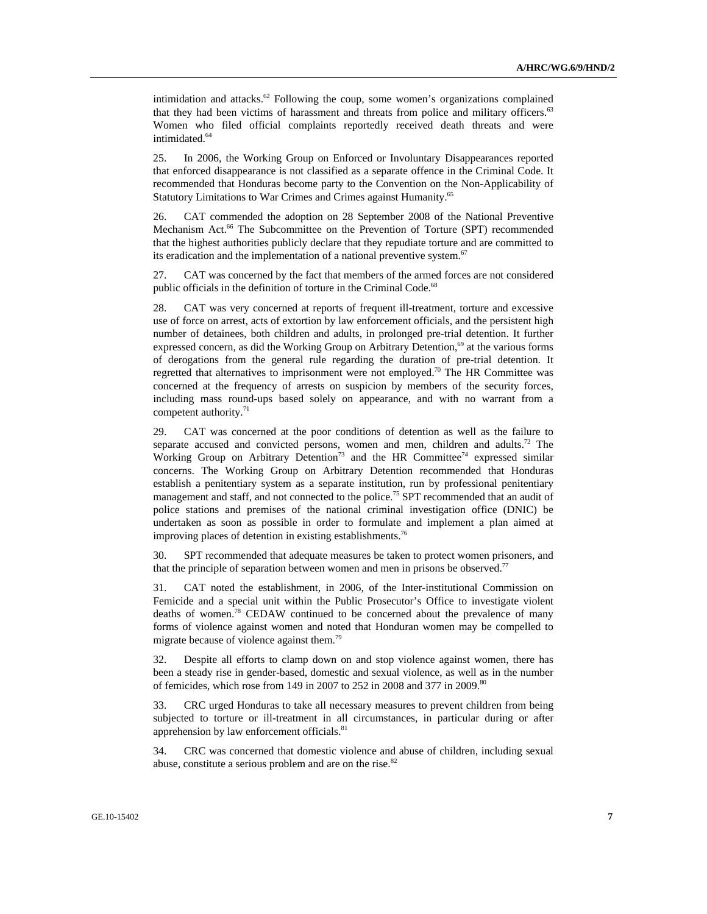intimidation and attacks.[62] Following the coup, some women's organizations complained that they had been victims of harassment and threats from police and military officers.[63] Women who filed official complaints reportedly received death threats and were intimidated.[64]

25. In 2006, the Working Group on Enforced or Involuntary Disappearances reported that enforced disappearance is not classified as a separate offence in the Criminal Code. It recommended that Honduras become party to the Convention on the Non-Applicability of Statutory Limitations to War Crimes and Crimes against Humanity.[65]

26. CAT commended the adoption on 28 September 2008 of the National Preventive Mechanism Act.[66] The Subcommittee on the Prevention of Torture (SPT) recommended that the highest authorities publicly declare that they repudiate torture and are committed to its eradication and the implementation of a national preventive system.[67]

27. CAT was concerned by the fact that members of the armed forces are not considered public officials in the definition of torture in the Criminal Code.[68]

28. CAT was very concerned at reports of frequent ill-treatment, torture and excessive use of force on arrest, acts of extortion by law enforcement officials, and the persistent high number of detainees, both children and adults, in prolonged pre-trial detention. It further expressed concern, as did the Working Group on Arbitrary Detention,[69] at the various forms of derogations from the general rule regarding the duration of pre-trial detention. It regretted that alternatives to imprisonment were not employed.[70] The HR Committee was concerned at the frequency of arrests on suspicion by members of the security forces, including mass round-ups based solely on appearance, and with no warrant from a competent authority.[71]

29. CAT was concerned at the poor conditions of detention as well as the failure to separate accused and convicted persons, women and men, children and adults.[72] The Working Group on Arbitrary Detention[73] and the HR Committee[74] expressed similar concerns. The Working Group on Arbitrary Detention recommended that Honduras establish a penitentiary system as a separate institution, run by professional penitentiary management and staff, and not connected to the police.[75] SPT recommended that an audit of police stations and premises of the national criminal investigation office (DNIC) be undertaken as soon as possible in order to formulate and implement a plan aimed at improving places of detention in existing establishments.[76]

30. SPT recommended that adequate measures be taken to protect women prisoners, and that the principle of separation between women and men in prisons be observed.[77]

31. CAT noted the establishment, in 2006, of the Inter-institutional Commission on Femicide and a special unit within the Public Prosecutor's Office to investigate violent deaths of women.[78] CEDAW continued to be concerned about the prevalence of many forms of violence against women and noted that Honduran women may be compelled to migrate because of violence against them.[79]

32. Despite all efforts to clamp down on and stop violence against women, there has been a steady rise in gender-based, domestic and sexual violence, as well as in the number of femicides, which rose from 149 in 2007 to 252 in 2008 and 377 in 2009.[80]

33. CRC urged Honduras to take all necessary measures to prevent children from being subjected to torture or ill-treatment in all circumstances, in particular during or after apprehension by law enforcement officials.[81]

34. CRC was concerned that domestic violence and abuse of children, including sexual abuse, constitute a serious problem and are on the rise.[82]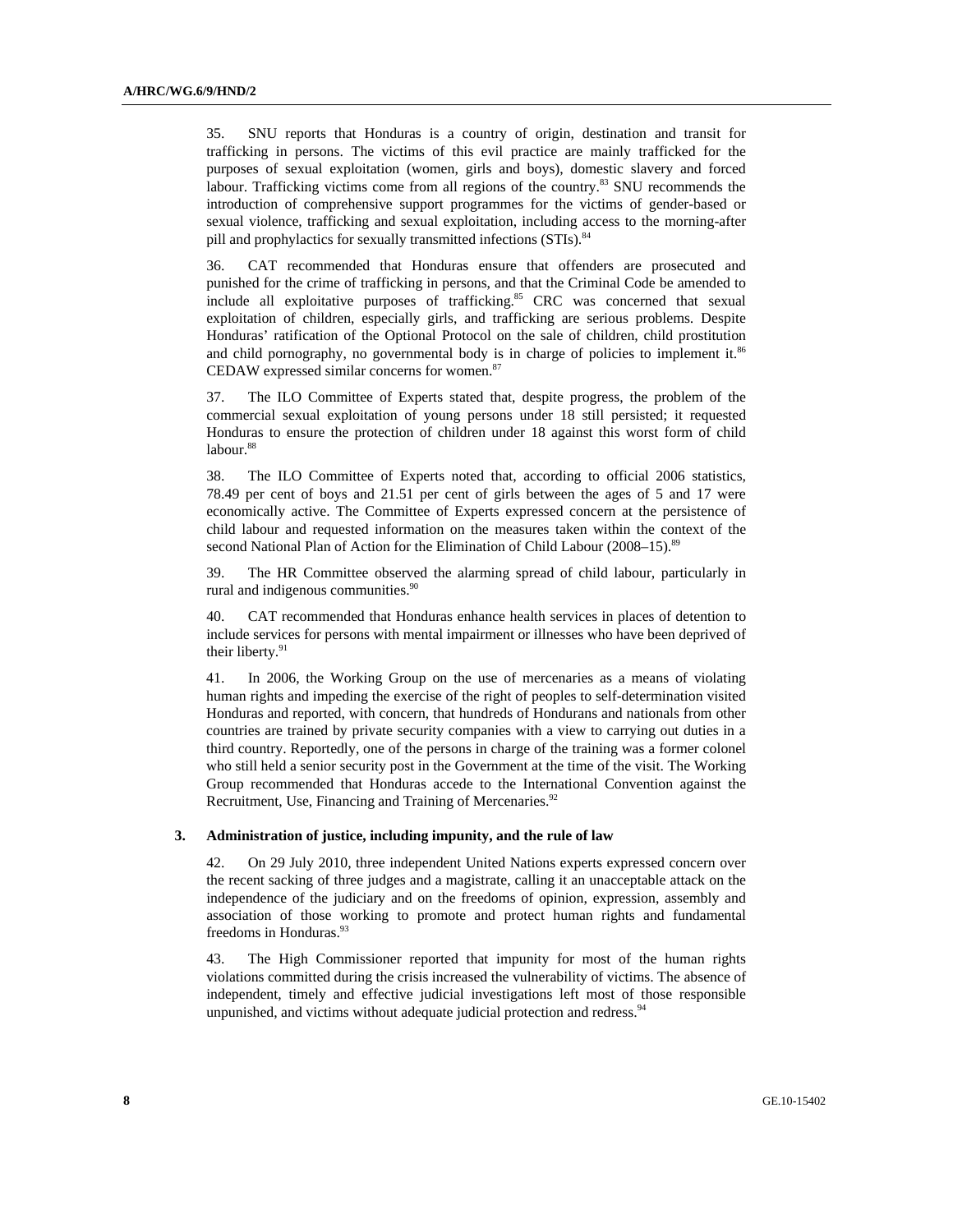35. SNU reports that Honduras is a country of origin, destination and transit for trafficking in persons. The victims of this evil practice are mainly trafficked for the purposes of sexual exploitation (women, girls and boys), domestic slavery and forced labour. Trafficking victims come from all regions of the country.[83] SNU recommends the introduction of comprehensive support programmes for the victims of gender-based or sexual violence, trafficking and sexual exploitation, including access to the morning-after pill and prophylactics for sexually transmitted infections (STIs).[84]

36. CAT recommended that Honduras ensure that offenders are prosecuted and punished for the crime of trafficking in persons, and that the Criminal Code be amended to include all exploitative purposes of trafficking.[85] CRC was concerned that sexual exploitation of children, especially girls, and trafficking are serious problems. Despite Honduras' ratification of the Optional Protocol on the sale of children, child prostitution and child pornography, no governmental body is in charge of policies to implement it.[86] CEDAW expressed similar concerns for women.[87]

37. The ILO Committee of Experts stated that, despite progress, the problem of the commercial sexual exploitation of young persons under 18 still persisted; it requested Honduras to ensure the protection of children under 18 against this worst form of child labour.[88]

38. The ILO Committee of Experts noted that, according to official 2006 statistics, 78.49 per cent of boys and 21.51 per cent of girls between the ages of 5 and 17 were economically active. The Committee of Experts expressed concern at the persistence of child labour and requested information on the measures taken within the context of the second National Plan of Action for the Elimination of Child Labour (2008–15).[89]

39. The HR Committee observed the alarming spread of child labour, particularly in rural and indigenous communities.[90]

40. CAT recommended that Honduras enhance health services in places of detention to include services for persons with mental impairment or illnesses who have been deprived of their liberty.[91]

41. In 2006, the Working Group on the use of mercenaries as a means of violating human rights and impeding the exercise of the right of peoples to self-determination visited Honduras and reported, with concern, that hundreds of Hondurans and nationals from other countries are trained by private security companies with a view to carrying out duties in a third country. Reportedly, one of the persons in charge of the training was a former colonel who still held a senior security post in the Government at the time of the visit. The Working Group recommended that Honduras accede to the International Convention against the Recruitment, Use, Financing and Training of Mercenaries.[92]

### 3. Administration of justice, including impunity, and the rule of law

42. On 29 July 2010, three independent United Nations experts expressed concern over the recent sacking of three judges and a magistrate, calling it an unacceptable attack on the independence of the judiciary and on the freedoms of opinion, expression, assembly and association of those working to promote and protect human rights and fundamental freedoms in Honduras.[93]

43. The High Commissioner reported that impunity for most of the human rights violations committed during the crisis increased the vulnerability of victims. The absence of independent, timely and effective judicial investigations left most of those responsible unpunished, and victims without adequate judicial protection and redress.[94]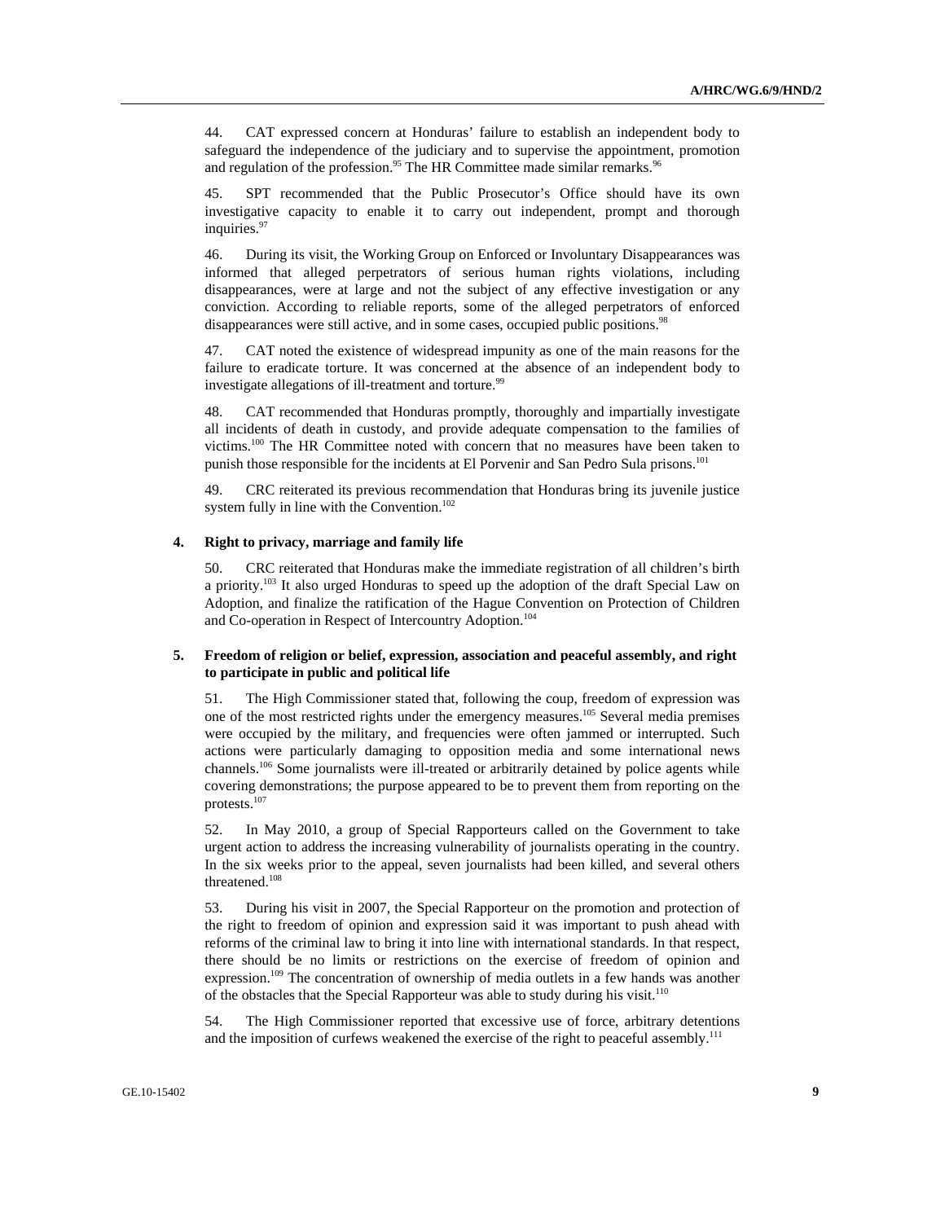44. CAT expressed concern at Honduras' failure to establish an independent body to safeguard the independence of the judiciary and to supervise the appointment, promotion and regulation of the profession.[95] The HR Committee made similar remarks.[96]

45. SPT recommended that the Public Prosecutor's Office should have its own investigative capacity to enable it to carry out independent, prompt and thorough inquiries.[97]

46. During its visit, the Working Group on Enforced or Involuntary Disappearances was informed that alleged perpetrators of serious human rights violations, including disappearances, were at large and not the subject of any effective investigation or any conviction. According to reliable reports, some of the alleged perpetrators of enforced disappearances were still active, and in some cases, occupied public positions.[98]

47. CAT noted the existence of widespread impunity as one of the main reasons for the failure to eradicate torture. It was concerned at the absence of an independent body to investigate allegations of ill-treatment and torture.[99]

48. CAT recommended that Honduras promptly, thoroughly and impartially investigate all incidents of death in custody, and provide adequate compensation to the families of victims.[100] The HR Committee noted with concern that no measures have been taken to punish those responsible for the incidents at El Porvenir and San Pedro Sula prisons.[101]

49. CRC reiterated its previous recommendation that Honduras bring its juvenile justice system fully in line with the Convention.[102]

### 4. Right to privacy, marriage and family life

50. CRC reiterated that Honduras make the immediate registration of all children's birth a priority.[103] It also urged Honduras to speed up the adoption of the draft Special Law on Adoption, and finalize the ratification of the Hague Convention on Protection of Children and Co-operation in Respect of Intercountry Adoption.[104]

### 5. Freedom of religion or belief, expression, association and peaceful assembly, and right to participate in public and political life

51. The High Commissioner stated that, following the coup, freedom of expression was one of the most restricted rights under the emergency measures.[105] Several media premises were occupied by the military, and frequencies were often jammed or interrupted. Such actions were particularly damaging to opposition media and some international news channels.[106] Some journalists were ill-treated or arbitrarily detained by police agents while covering demonstrations; the purpose appeared to be to prevent them from reporting on the protests.[107]

52. In May 2010, a group of Special Rapporteurs called on the Government to take urgent action to address the increasing vulnerability of journalists operating in the country. In the six weeks prior to the appeal, seven journalists had been killed, and several others threatened.[108]

53. During his visit in 2007, the Special Rapporteur on the promotion and protection of the right to freedom of opinion and expression said it was important to push ahead with reforms of the criminal law to bring it into line with international standards. In that respect, there should be no limits or restrictions on the exercise of freedom of opinion and expression.[109] The concentration of ownership of media outlets in a few hands was another of the obstacles that the Special Rapporteur was able to study during his visit.[110]

54. The High Commissioner reported that excessive use of force, arbitrary detentions and the imposition of curfews weakened the exercise of the right to peaceful assembly.[111]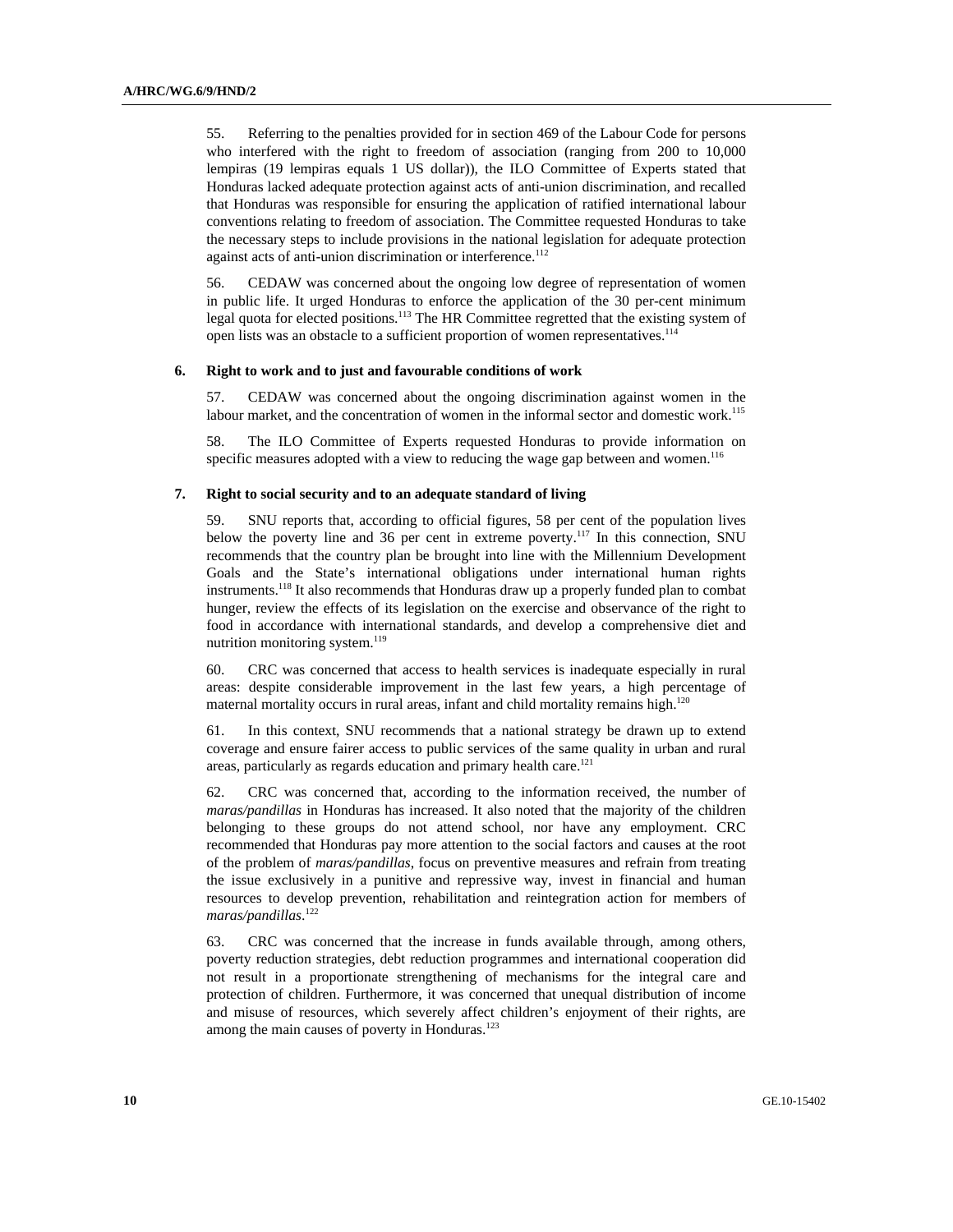55. Referring to the penalties provided for in section 469 of the Labour Code for persons who interfered with the right to freedom of association (ranging from 200 to 10,000 lempiras (19 lempiras equals 1 US dollar)), the ILO Committee of Experts stated that Honduras lacked adequate protection against acts of anti-union discrimination, and recalled that Honduras was responsible for ensuring the application of ratified international labour conventions relating to freedom of association. The Committee requested Honduras to take the necessary steps to include provisions in the national legislation for adequate protection against acts of anti-union discrimination or interference.[112]

56. CEDAW was concerned about the ongoing low degree of representation of women in public life. It urged Honduras to enforce the application of the 30 per-cent minimum legal quota for elected positions.[113] The HR Committee regretted that the existing system of open lists was an obstacle to a sufficient proportion of women representatives.[114]

### 6. Right to work and to just and favourable conditions of work

57. CEDAW was concerned about the ongoing discrimination against women in the labour market, and the concentration of women in the informal sector and domestic work.[115]

58. The ILO Committee of Experts requested Honduras to provide information on specific measures adopted with a view to reducing the wage gap between and women.[116]

### 7. Right to social security and to an adequate standard of living

59. SNU reports that, according to official figures, 58 per cent of the population lives below the poverty line and 36 per cent in extreme poverty.[117] In this connection, SNU recommends that the country plan be brought into line with the Millennium Development Goals and the State's international obligations under international human rights instruments.[118] It also recommends that Honduras draw up a properly funded plan to combat hunger, review the effects of its legislation on the exercise and observance of the right to food in accordance with international standards, and develop a comprehensive diet and nutrition monitoring system.[119]

60. CRC was concerned that access to health services is inadequate especially in rural areas: despite considerable improvement in the last few years, a high percentage of maternal mortality occurs in rural areas, infant and child mortality remains high.[120]

61. In this context, SNU recommends that a national strategy be drawn up to extend coverage and ensure fairer access to public services of the same quality in urban and rural areas, particularly as regards education and primary health care.[121]

62. CRC was concerned that, according to the information received, the number of *maras/pandillas* in Honduras has increased. It also noted that the majority of the children belonging to these groups do not attend school, nor have any employment. CRC recommended that Honduras pay more attention to the social factors and causes at the root of the problem of *maras/pandillas*, focus on preventive measures and refrain from treating the issue exclusively in a punitive and repressive way, invest in financial and human resources to develop prevention, rehabilitation and reintegration action for members of *maras/pandillas*.[122]

63. CRC was concerned that the increase in funds available through, among others, poverty reduction strategies, debt reduction programmes and international cooperation did not result in a proportionate strengthening of mechanisms for the integral care and protection of children. Furthermore, it was concerned that unequal distribution of income and misuse of resources, which severely affect children's enjoyment of their rights, are among the main causes of poverty in Honduras.[123]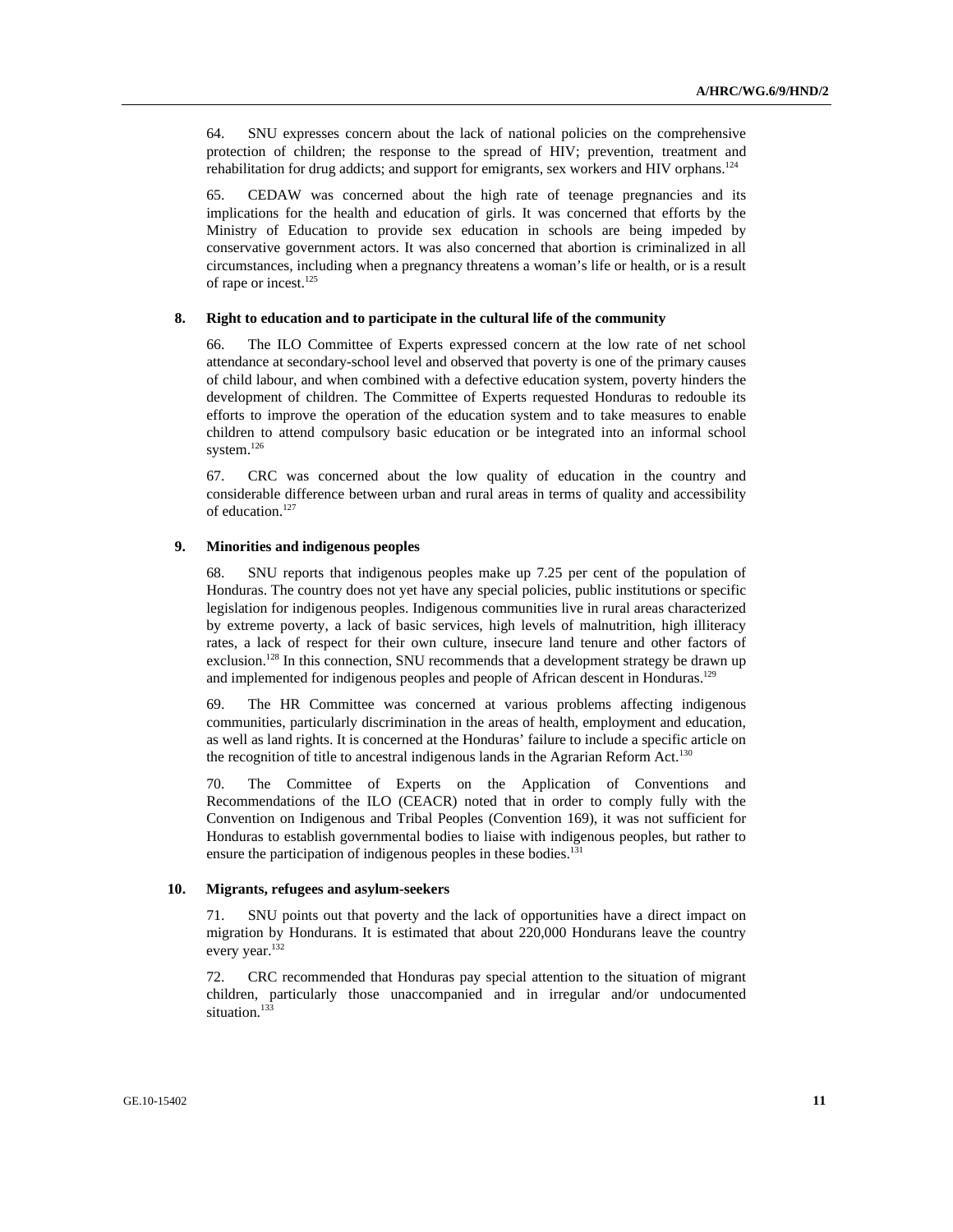64. SNU expresses concern about the lack of national policies on the comprehensive protection of children; the response to the spread of HIV; prevention, treatment and rehabilitation for drug addicts; and support for emigrants, sex workers and HIV orphans.[124]

65. CEDAW was concerned about the high rate of teenage pregnancies and its implications for the health and education of girls. It was concerned that efforts by the Ministry of Education to provide sex education in schools are being impeded by conservative government actors. It was also concerned that abortion is criminalized in all circumstances, including when a pregnancy threatens a woman's life or health, or is a result of rape or incest.[125]

### 8. Right to education and to participate in the cultural life of the community

66. The ILO Committee of Experts expressed concern at the low rate of net school attendance at secondary-school level and observed that poverty is one of the primary causes of child labour, and when combined with a defective education system, poverty hinders the development of children. The Committee of Experts requested Honduras to redouble its efforts to improve the operation of the education system and to take measures to enable children to attend compulsory basic education or be integrated into an informal school system.[126]

67. CRC was concerned about the low quality of education in the country and considerable difference between urban and rural areas in terms of quality and accessibility of education.[127]

### 9. Minorities and indigenous peoples

68. SNU reports that indigenous peoples make up 7.25 per cent of the population of Honduras. The country does not yet have any special policies, public institutions or specific legislation for indigenous peoples. Indigenous communities live in rural areas characterized by extreme poverty, a lack of basic services, high levels of malnutrition, high illiteracy rates, a lack of respect for their own culture, insecure land tenure and other factors of exclusion.[128] In this connection, SNU recommends that a development strategy be drawn up and implemented for indigenous peoples and people of African descent in Honduras.[129]

69. The HR Committee was concerned at various problems affecting indigenous communities, particularly discrimination in the areas of health, employment and education, as well as land rights. It is concerned at the Honduras' failure to include a specific article on the recognition of title to ancestral indigenous lands in the Agrarian Reform Act.[130]

70. The Committee of Experts on the Application of Conventions and Recommendations of the ILO (CEACR) noted that in order to comply fully with the Convention on Indigenous and Tribal Peoples (Convention 169), it was not sufficient for Honduras to establish governmental bodies to liaise with indigenous peoples, but rather to ensure the participation of indigenous peoples in these bodies.[131]

### 10. Migrants, refugees and asylum-seekers

71. SNU points out that poverty and the lack of opportunities have a direct impact on migration by Hondurans. It is estimated that about 220,000 Hondurans leave the country every year.[132]

72. CRC recommended that Honduras pay special attention to the situation of migrant children, particularly those unaccompanied and in irregular and/or undocumented situation.[133]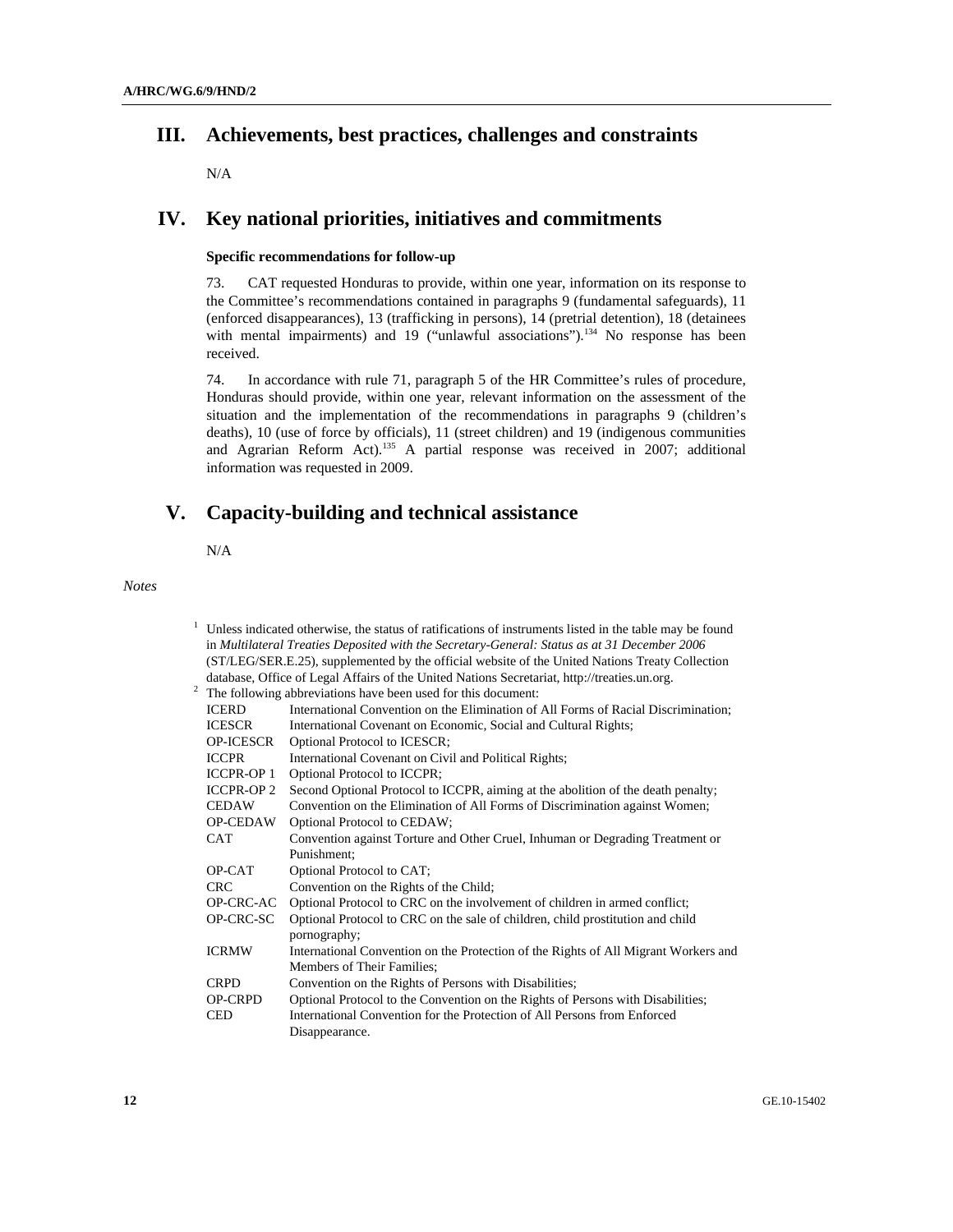# III. Achievements, best practices, challenges and constraints

N/A

# IV. Key national priorities, initiatives and commitments

### Specific recommendations for follow-up

73. CAT requested Honduras to provide, within one year, information on its response to the Committee's recommendations contained in paragraphs 9 (fundamental safeguards), 11 (enforced disappearances), 13 (trafficking in persons), 14 (pretrial detention), 18 (detainees with mental impairments) and 19 ("unlawful associations").[134] No response has been received.

74. In accordance with rule 71, paragraph 5 of the HR Committee's rules of procedure, Honduras should provide, within one year, relevant information on the assessment of the situation and the implementation of the recommendations in paragraphs 9 (children's deaths), 10 (use of force by officials), 11 (street children) and 19 (indigenous communities and Agrarian Reform Act).[135] A partial response was received in 2007; additional information was requested in 2009.

# V. Capacity-building and technical assistance

N/A

*Notes*

[1] Unless indicated otherwise, the status of ratifications of instruments listed in the table may be found in *Multilateral Treaties Deposited with the Secretary-General: Status as at 31 December 2006* (ST/LEG/SER.E.25), supplemented by the official website of the United Nations Treaty Collection database, Office of Legal Affairs of the United Nations Secretariat, http://treaties.un.org.

[2] The following abbreviations have been used for this document:

| | |
|---|---|
| ICERD | International Convention on the Elimination of All Forms of Racial Discrimination; |
| ICESCR | International Covenant on Economic, Social and Cultural Rights; |
| OP-ICESCR | Optional Protocol to ICESCR; |
| ICCPR | International Covenant on Civil and Political Rights; |
| ICCPR-OP 1 | Optional Protocol to ICCPR; |
| ICCPR-OP 2 | Second Optional Protocol to ICCPR, aiming at the abolition of the death penalty; |
| CEDAW | Convention on the Elimination of All Forms of Discrimination against Women; |
| OP-CEDAW | Optional Protocol to CEDAW; |
| CAT | Convention against Torture and Other Cruel, Inhuman or Degrading Treatment or Punishment; |
| OP-CAT | Optional Protocol to CAT; |
| CRC | Convention on the Rights of the Child; |
| OP-CRC-AC | Optional Protocol to CRC on the involvement of children in armed conflict; |
| OP-CRC-SC | Optional Protocol to CRC on the sale of children, child prostitution and child pornography; |
| ICRMW | International Convention on the Protection of the Rights of All Migrant Workers and Members of Their Families; |
| CRPD | Convention on the Rights of Persons with Disabilities; |
| OP-CRPD | Optional Protocol to the Convention on the Rights of Persons with Disabilities; |
| CED | International Convention for the Protection of All Persons from Enforced Disappearance. |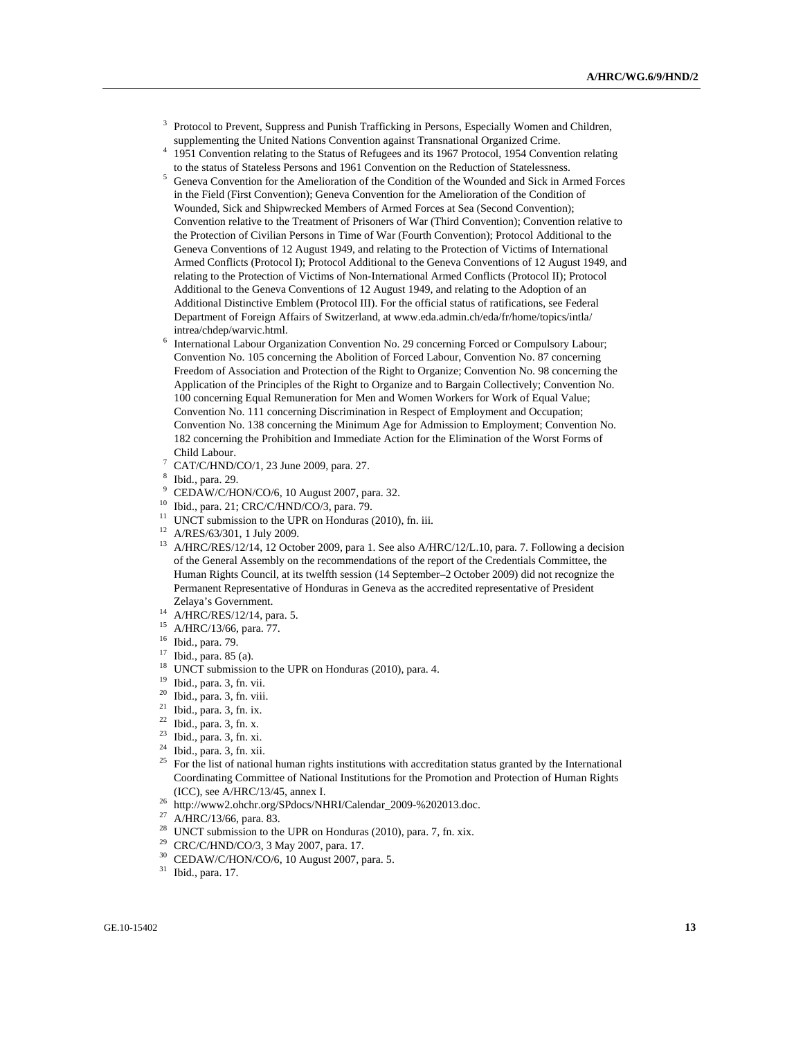[3] Protocol to Prevent, Suppress and Punish Trafficking in Persons, Especially Women and Children, supplementing the United Nations Convention against Transnational Organized Crime.

[4] 1951 Convention relating to the Status of Refugees and its 1967 Protocol, 1954 Convention relating to the status of Stateless Persons and 1961 Convention on the Reduction of Statelessness.

[5] Geneva Convention for the Amelioration of the Condition of the Wounded and Sick in Armed Forces in the Field (First Convention); Geneva Convention for the Amelioration of the Condition of Wounded, Sick and Shipwrecked Members of Armed Forces at Sea (Second Convention); Convention relative to the Treatment of Prisoners of War (Third Convention); Convention relative to the Protection of Civilian Persons in Time of War (Fourth Convention); Protocol Additional to the Geneva Conventions of 12 August 1949, and relating to the Protection of Victims of International Armed Conflicts (Protocol I); Protocol Additional to the Geneva Conventions of 12 August 1949, and relating to the Protection of Victims of Non-International Armed Conflicts (Protocol II); Protocol Additional to the Geneva Conventions of 12 August 1949, and relating to the Adoption of an Additional Distinctive Emblem (Protocol III). For the official status of ratifications, see Federal Department of Foreign Affairs of Switzerland, at www.eda.admin.ch/eda/fr/home/topics/intla/intrea/chdep/warvic.html.

[6] International Labour Organization Convention No. 29 concerning Forced or Compulsory Labour; Convention No. 105 concerning the Abolition of Forced Labour, Convention No. 87 concerning Freedom of Association and Protection of the Right to Organize; Convention No. 98 concerning the Application of the Principles of the Right to Organize and to Bargain Collectively; Convention No. 100 concerning Equal Remuneration for Men and Women Workers for Work of Equal Value; Convention No. 111 concerning Discrimination in Respect of Employment and Occupation; Convention No. 138 concerning the Minimum Age for Admission to Employment; Convention No. 182 concerning the Prohibition and Immediate Action for the Elimination of the Worst Forms of Child Labour.

[7] CAT/C/HND/CO/1, 23 June 2009, para. 27.

[8] Ibid., para. 29.

[9] CEDAW/C/HON/CO/6, 10 August 2007, para. 32.

[10] Ibid., para. 21; CRC/C/HND/CO/3, para. 79.

[11] UNCT submission to the UPR on Honduras (2010), fn. iii.

[12] A/RES/63/301, 1 July 2009.

[13] A/HRC/RES/12/14, 12 October 2009, para 1. See also A/HRC/12/L.10, para. 7. Following a decision of the General Assembly on the recommendations of the report of the Credentials Committee, the Human Rights Council, at its twelfth session (14 September–2 October 2009) did not recognize the Permanent Representative of Honduras in Geneva as the accredited representative of President Zelaya's Government.

[14] A/HRC/RES/12/14, para. 5.

[15] A/HRC/13/66, para. 77.

[16] Ibid., para. 79.

[17] Ibid., para. 85 (a).

[18] UNCT submission to the UPR on Honduras (2010), para. 4.

[19] Ibid., para. 3, fn. vii.

[20] Ibid., para. 3, fn. viii.

[21] Ibid., para. 3, fn. ix.

[22] Ibid., para. 3, fn. x.

[23] Ibid., para. 3, fn. xi.

[24] Ibid., para. 3, fn. xii.

[25] For the list of national human rights institutions with accreditation status granted by the International Coordinating Committee of National Institutions for the Promotion and Protection of Human Rights (ICC), see A/HRC/13/45, annex I.

[26] http://www2.ohchr.org/SPdocs/NHRI/Calendar_2009-%202013.doc.

[27] A/HRC/13/66, para. 83.

[28] UNCT submission to the UPR on Honduras (2010), para. 7, fn. xix.

[29] CRC/C/HND/CO/3, 3 May 2007, para. 17.

[30] CEDAW/C/HON/CO/6, 10 August 2007, para. 5.

[31] Ibid., para. 17.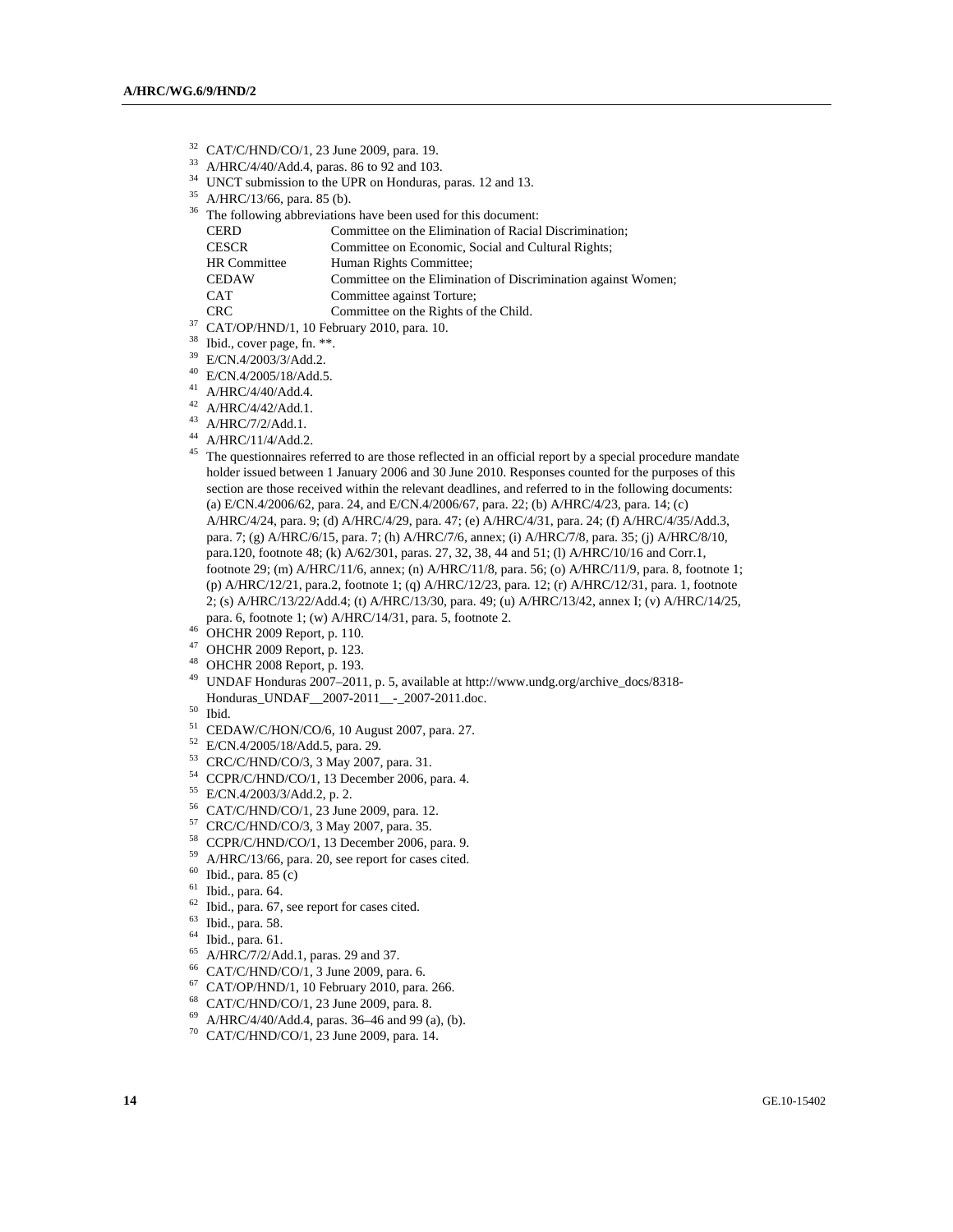[32] CAT/C/HND/CO/1, 23 June 2009, para. 19.

[33] A/HRC/4/40/Add.4, paras. 86 to 92 and 103.

[34] UNCT submission to the UPR on Honduras, paras. 12 and 13.

[35] A/HRC/13/66, para. 85 (b).

[36] The following abbreviations have been used for this document:

| | |
|---|---|
| CERD | Committee on the Elimination of Racial Discrimination; |
| CESCR | Committee on Economic, Social and Cultural Rights; |
| HR Committee | Human Rights Committee; |
| CEDAW | Committee on the Elimination of Discrimination against Women; |
| CAT | Committee against Torture; |
| CRC | Committee on the Rights of the Child. |

[37] CAT/OP/HND/1, 10 February 2010, para. 10.

[38] Ibid., cover page, fn. **.

[39] E/CN.4/2003/3/Add.2.

[40] E/CN.4/2005/18/Add.5.

[41] A/HRC/4/40/Add.4.

[42] A/HRC/4/42/Add.1.

[43] A/HRC/7/2/Add.1.

[44] A/HRC/11/4/Add.2.

[45] The questionnaires referred to are those reflected in an official report by a special procedure mandate holder issued between 1 January 2006 and 30 June 2010. Responses counted for the purposes of this section are those received within the relevant deadlines, and referred to in the following documents: (a) E/CN.4/2006/62, para. 24, and E/CN.4/2006/67, para. 22; (b) A/HRC/4/23, para. 14; (c) A/HRC/4/24, para. 9; (d) A/HRC/4/29, para. 47; (e) A/HRC/4/31, para. 24; (f) A/HRC/4/35/Add.3, para. 7; (g) A/HRC/6/15, para. 7; (h) A/HRC/7/6, annex; (i) A/HRC/7/8, para. 35; (j) A/HRC/8/10, para.120, footnote 48; (k) A/62/301, paras. 27, 32, 38, 44 and 51; (l) A/HRC/10/16 and Corr.1, footnote 29; (m) A/HRC/11/6, annex; (n) A/HRC/11/8, para. 56; (o) A/HRC/11/9, para. 8, footnote 1; (p) A/HRC/12/21, para.2, footnote 1; (q) A/HRC/12/23, para. 12; (r) A/HRC/12/31, para. 1, footnote 2; (s) A/HRC/13/22/Add.4; (t) A/HRC/13/30, para. 49; (u) A/HRC/13/42, annex I; (v) A/HRC/14/25, para. 6, footnote 1; (w) A/HRC/14/31, para. 5, footnote 2.

[46] OHCHR 2009 Report, p. 110.

[47] OHCHR 2009 Report, p. 123.

[48] OHCHR 2008 Report, p. 193.

[49] UNDAF Honduras 2007–2011, p. 5, available at http://www.undg.org/archive_docs/8318-Honduras_UNDAF__2007-2011__-_2007-2011.doc.

[50] Ibid.

[51] CEDAW/C/HON/CO/6, 10 August 2007, para. 27.

[52] E/CN.4/2005/18/Add.5, para. 29.

[53] CRC/C/HND/CO/3, 3 May 2007, para. 31.

[54] CCPR/C/HND/CO/1, 13 December 2006, para. 4.

[55] E/CN.4/2003/3/Add.2, p. 2.

[56] CAT/C/HND/CO/1, 23 June 2009, para. 12.

[57] CRC/C/HND/CO/3, 3 May 2007, para. 35.

[58] CCPR/C/HND/CO/1, 13 December 2006, para. 9.

[59] A/HRC/13/66, para. 20, see report for cases cited.

[60] Ibid., para. 85 (c)

[61] Ibid., para. 64.

[62] Ibid., para. 67, see report for cases cited.

[63] Ibid., para. 58.

[64] Ibid., para. 61.

[65] A/HRC/7/2/Add.1, paras. 29 and 37.

[66] CAT/C/HND/CO/1, 3 June 2009, para. 6.

[67] CAT/OP/HND/1, 10 February 2010, para. 266.

[68] CAT/C/HND/CO/1, 23 June 2009, para. 8.

[69] A/HRC/4/40/Add.4, paras. 36–46 and 99 (a), (b).

[70] CAT/C/HND/CO/1, 23 June 2009, para. 14.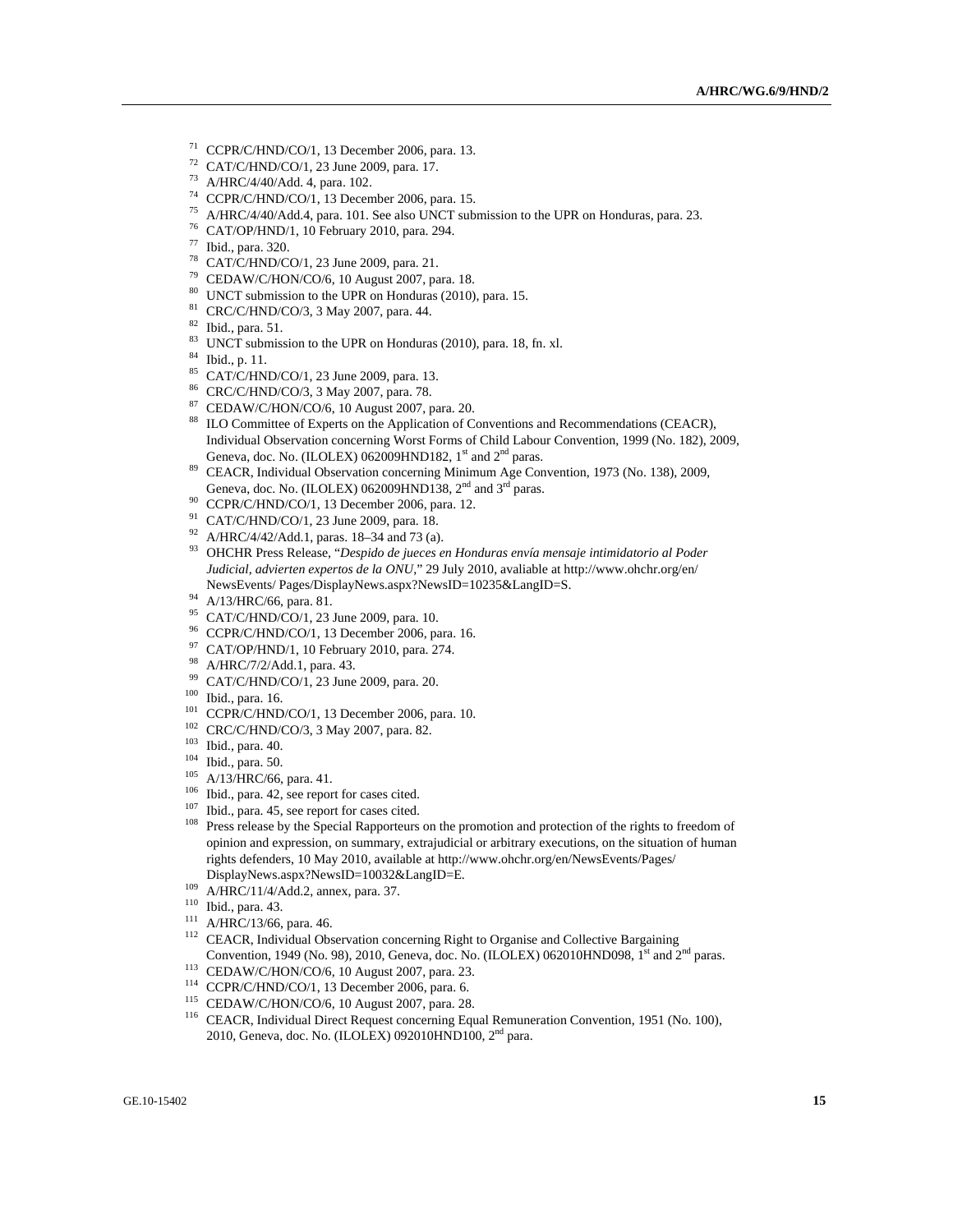[71] CCPR/C/HND/CO/1, 13 December 2006, para. 13.

[72] CAT/C/HND/CO/1, 23 June 2009, para. 17.

[73] A/HRC/4/40/Add. 4, para. 102.

[74] CCPR/C/HND/CO/1, 13 December 2006, para. 15.

[75] A/HRC/4/40/Add.4, para. 101. See also UNCT submission to the UPR on Honduras, para. 23.

[76] CAT/OP/HND/1, 10 February 2010, para. 294.

[77] Ibid., para. 320.

[78] CAT/C/HND/CO/1, 23 June 2009, para. 21.

[79] CEDAW/C/HON/CO/6, 10 August 2007, para. 18.

[80] UNCT submission to the UPR on Honduras (2010), para. 15.

[81] CRC/C/HND/CO/3, 3 May 2007, para. 44.

[82] Ibid., para. 51.

[83] UNCT submission to the UPR on Honduras (2010), para. 18, fn. xl.

[84] Ibid., p. 11.

[85] CAT/C/HND/CO/1, 23 June 2009, para. 13.

[86] CRC/C/HND/CO/3, 3 May 2007, para. 78.

[87] CEDAW/C/HON/CO/6, 10 August 2007, para. 20.

[88] ILO Committee of Experts on the Application of Conventions and Recommendations (CEACR), Individual Observation concerning Worst Forms of Child Labour Convention, 1999 (No. 182), 2009, Geneva, doc. No. (ILOLEX) 062009HND182, 1st and 2nd paras.

[89] CEACR, Individual Observation concerning Minimum Age Convention, 1973 (No. 138), 2009, Geneva, doc. No. (ILOLEX) 062009HND138, 2nd and 3rd paras.

[90] CCPR/C/HND/CO/1, 13 December 2006, para. 12.

[91] CAT/C/HND/CO/1, 23 June 2009, para. 18.

[92] A/HRC/4/42/Add.1, paras. 18–34 and 73 (a).

[93] OHCHR Press Release, "*Despido de jueces en Honduras envía mensaje intimidatorio al Poder Judicial, advierten expertos de la ONU*," 29 July 2010, avaliable at http://www.ohchr.org/en/NewsEvents/ Pages/DisplayNews.aspx?NewsID=10235&LangID=S.

[94] A/13/HRC/66, para. 81.

[95] CAT/C/HND/CO/1, 23 June 2009, para. 10.

[96] CCPR/C/HND/CO/1, 13 December 2006, para. 16.

[97] CAT/OP/HND/1, 10 February 2010, para. 274.

[98] A/HRC/7/2/Add.1, para. 43.

[99] CAT/C/HND/CO/1, 23 June 2009, para. 20.

[100] Ibid., para. 16.

[101] CCPR/C/HND/CO/1, 13 December 2006, para. 10.

[102] CRC/C/HND/CO/3, 3 May 2007, para. 82.

[103] Ibid., para. 40.

[104] Ibid., para. 50.

[105] A/13/HRC/66, para. 41.

[106] Ibid., para. 42, see report for cases cited.

[107] Ibid., para. 45, see report for cases cited.

[108] Press release by the Special Rapporteurs on the promotion and protection of the rights to freedom of opinion and expression, on summary, extrajudicial or arbitrary executions, on the situation of human rights defenders, 10 May 2010, available at http://www.ohchr.org/en/NewsEvents/Pages/DisplayNews.aspx?NewsID=10032&LangID=E.

[109] A/HRC/11/4/Add.2, annex, para. 37.

[110] Ibid., para. 43.

[111] A/HRC/13/66, para. 46.

[112] CEACR, Individual Observation concerning Right to Organise and Collective Bargaining Convention, 1949 (No. 98), 2010, Geneva, doc. No. (ILOLEX) 062010HND098, 1st and 2nd paras.

[113] CEDAW/C/HON/CO/6, 10 August 2007, para. 23.

[114] CCPR/C/HND/CO/1, 13 December 2006, para. 6.

[115] CEDAW/C/HON/CO/6, 10 August 2007, para. 28.

[116] CEACR, Individual Direct Request concerning Equal Remuneration Convention, 1951 (No. 100), 2010, Geneva, doc. No. (ILOLEX) 092010HND100, 2nd para.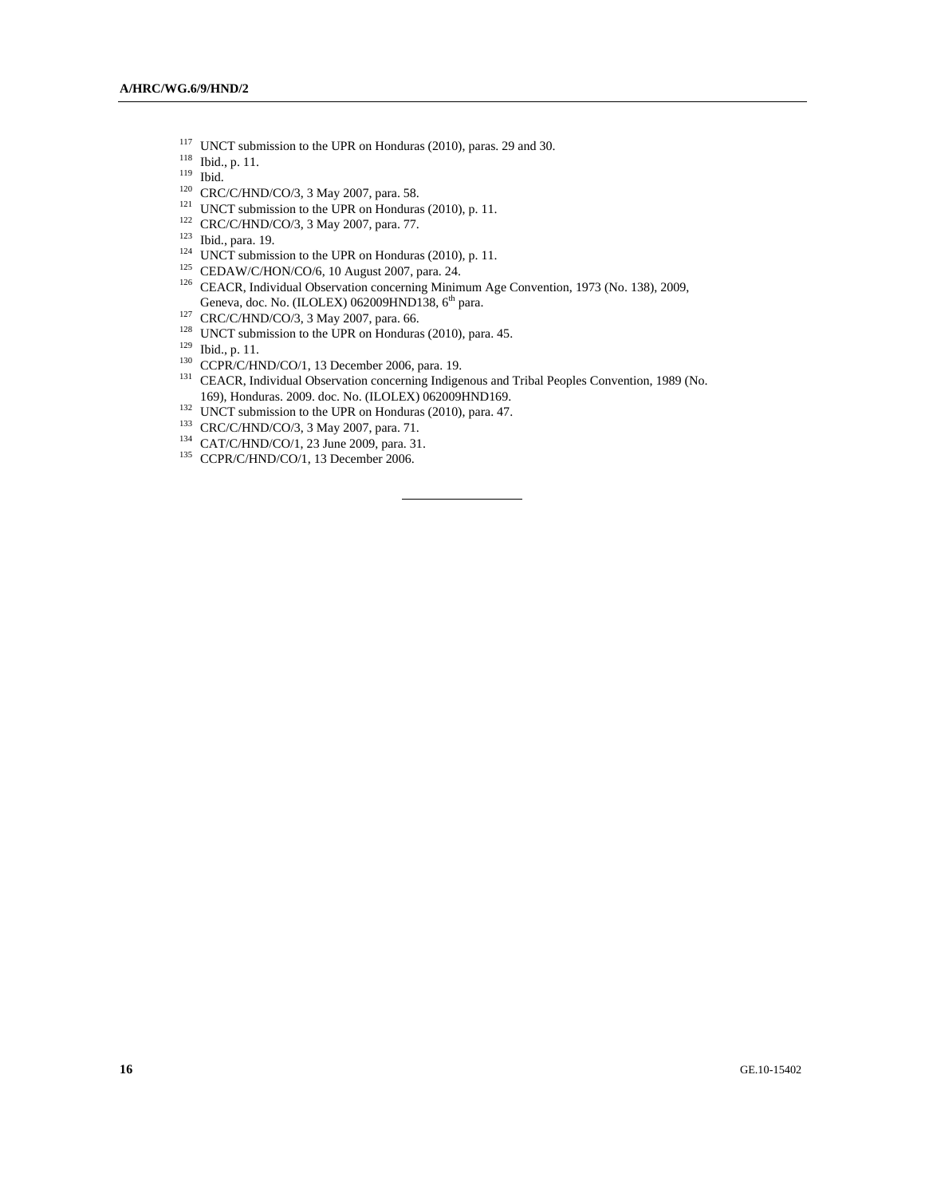[117] UNCT submission to the UPR on Honduras (2010), paras. 29 and 30.
[118] Ibid., p. 11.
[119] Ibid.
[120] CRC/C/HND/CO/3, 3 May 2007, para. 58.
[121] UNCT submission to the UPR on Honduras (2010), p. 11.
[122] CRC/C/HND/CO/3, 3 May 2007, para. 77.
[123] Ibid., para. 19.
[124] UNCT submission to the UPR on Honduras (2010), p. 11.
[125] CEDAW/C/HON/CO/6, 10 August 2007, para. 24.
[126] CEACR, Individual Observation concerning Minimum Age Convention, 1973 (No. 138), 2009, Geneva, doc. No. (ILOLEX) 062009HND138, 6th para.
[127] CRC/C/HND/CO/3, 3 May 2007, para. 66.
[128] UNCT submission to the UPR on Honduras (2010), para. 45.
[129] Ibid., p. 11.
[130] CCPR/C/HND/CO/1, 13 December 2006, para. 19.
[131] CEACR, Individual Observation concerning Indigenous and Tribal Peoples Convention, 1989 (No. 169), Honduras. 2009. doc. No. (ILOLEX) 062009HND169.
[132] UNCT submission to the UPR on Honduras (2010), para. 47.
[133] CRC/C/HND/CO/3, 3 May 2007, para. 71.
[134] CAT/C/HND/CO/1, 23 June 2009, para. 31.
[135] CCPR/C/HND/CO/1, 13 December 2006.